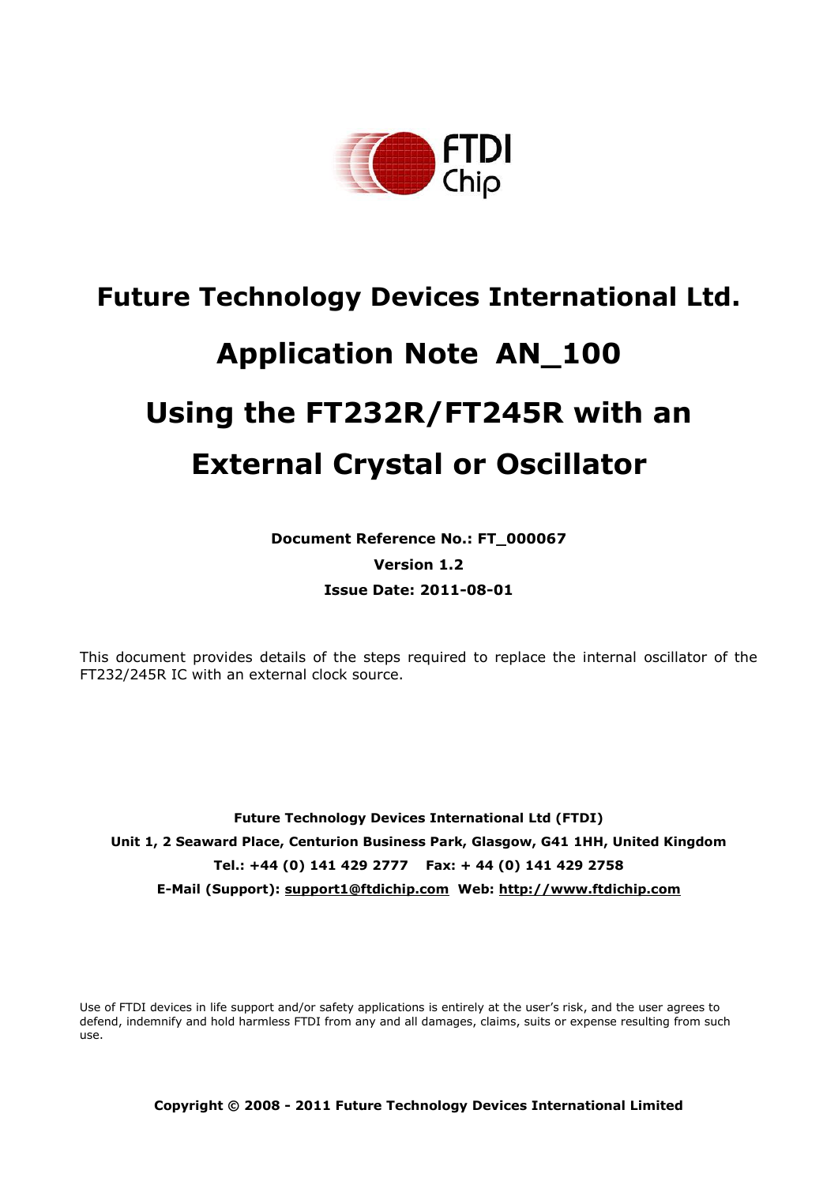# Future Technology Devices International Ltd.

# Application Note AN_100

# Using the FT232R/FT245R with an External Crystal or Oscillator

**Document Reference No.: FT_000067**

**Version 1.2**

**Issue Date: 2011-08-01**

This document provides details of the steps required to replace the internal oscillator of the FT232/245R IC with an external clock source.

**Future Technology Devices International Ltd (FTDI)**

**Unit 1, 2 Seaward Place, Centurion Business Park, Glasgow, G41 1HH, United Kingdom**

**Tel.: +44 (0) 141 429 2777 Fax: + 44 (0) 141 429 2758**

**E-Mail (Support): support1@ftdichip.com Web: http://www.ftdichip.com**

Use of FTDI devices in life support and/or safety applications is entirely at the user's risk, and the user agrees to defend, indemnify and hold harmless FTDI from any and all damages, claims, suits or expense resulting from such use.

**Copyright © 2008 - 2011 Future Technology Devices International Limited**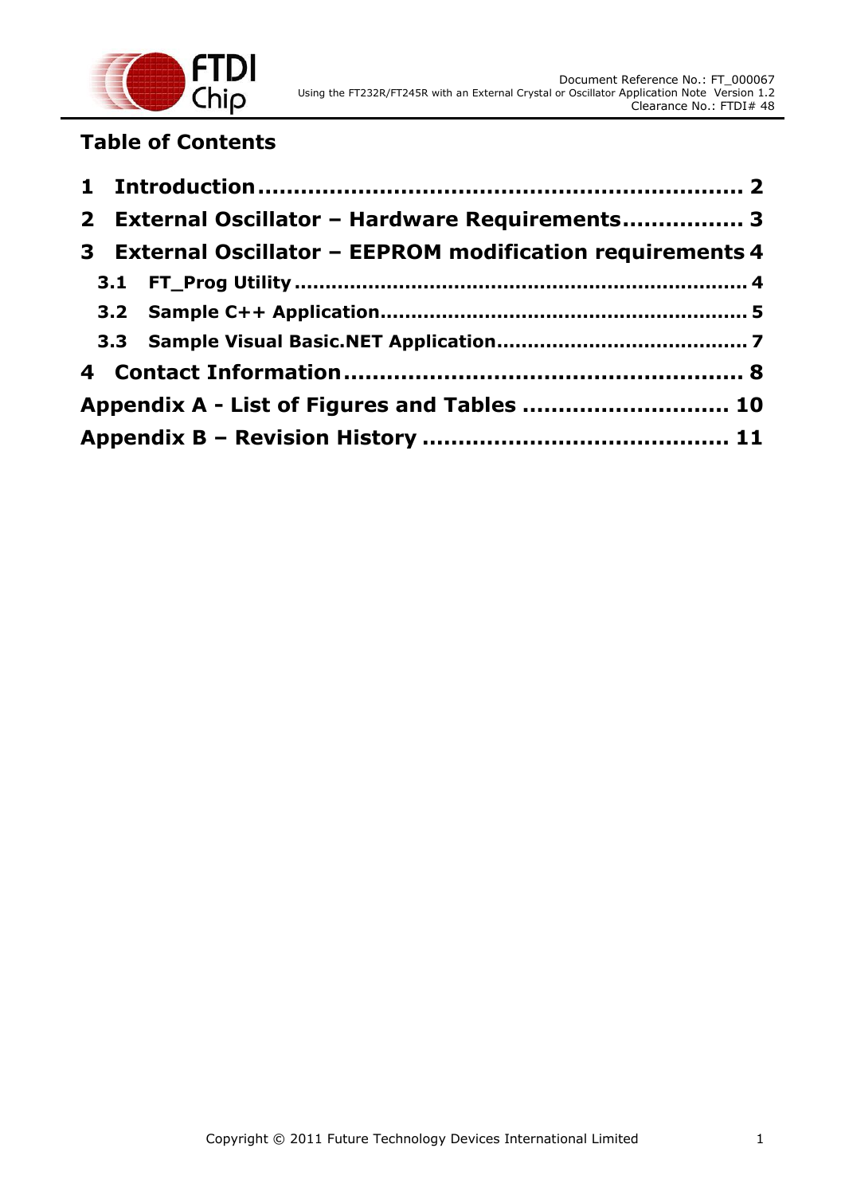# Table of Contents

1 Introduction .................................................................. 2

2 External Oscillator – Hardware Requirements................ 3

3 External Oscillator – EEPROM modification requirements 4

3.1 FT_Prog Utility ...................................................................... 4

3.2 Sample C++ Application......................................................... 5

3.3 Sample Visual Basic.NET Application....................................... 7

4 Contact Information ...................................................... 8

Appendix A - List of Figures and Tables ............................ 10

Appendix B – Revision History ......................................... 11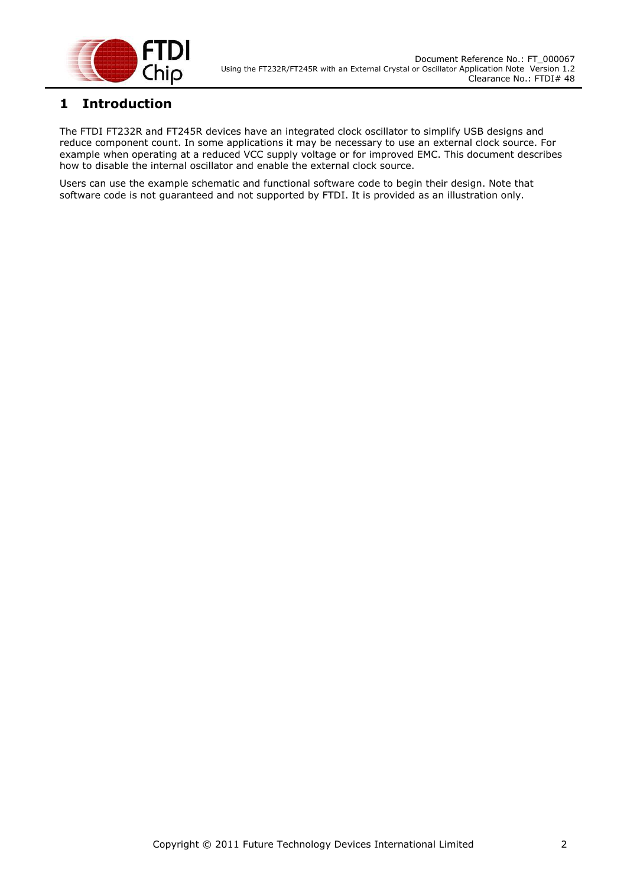# 1 Introduction

The FTDI FT232R and FT245R devices have an integrated clock oscillator to simplify USB designs and reduce component count. In some applications it may be necessary to use an external clock source. For example when operating at a reduced VCC supply voltage or for improved EMC. This document describes how to disable the internal oscillator and enable the external clock source.

Users can use the example schematic and functional software code to begin their design. Note that software code is not guaranteed and not supported by FTDI. It is provided as an illustration only.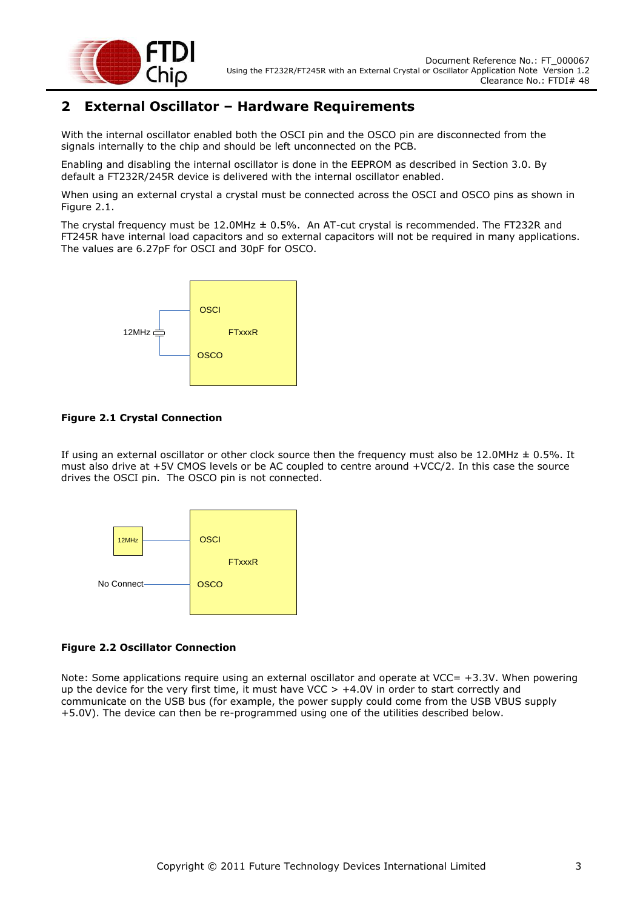## 2 External Oscillator – Hardware Requirements

With the internal oscillator enabled both the OSCI pin and the OSCO pin are disconnected from the signals internally to the chip and should be left unconnected on the PCB.

Enabling and disabling the internal oscillator is done in the EEPROM as described in Section 3.0. By default a FT232R/245R device is delivered with the internal oscillator enabled.

When using an external crystal a crystal must be connected across the OSCI and OSCO pins as shown in Figure 2.1.

The crystal frequency must be 12.0MHz ± 0.5%. An AT-cut crystal is recommended. The FT232R and FT245R have internal load capacitors and so external capacitors will not be required in many applications. The values are 6.27pF for OSCI and 30pF for OSCO.

12MHz

OSCI

FTxxxR

OSCO

**Figure 2.1 Crystal Connection**

If using an external oscillator or other clock source then the frequency must also be 12.0MHz ± 0.5%. It must also drive at +5V CMOS levels or be AC coupled to centre around +VCC/2. In this case the source drives the OSCI pin. The OSCO pin is not connected.

12MHz

No Connect

OSCI

FTxxxR

OSCO

**Figure 2.2 Oscillator Connection**

Note: Some applications require using an external oscillator and operate at VCC= +3.3V. When powering up the device for the very first time, it must have VCC > +4.0V in order to start correctly and communicate on the USB bus (for example, the power supply could come from the USB VBUS supply +5.0V). The device can then be re-programmed using one of the utilities described below.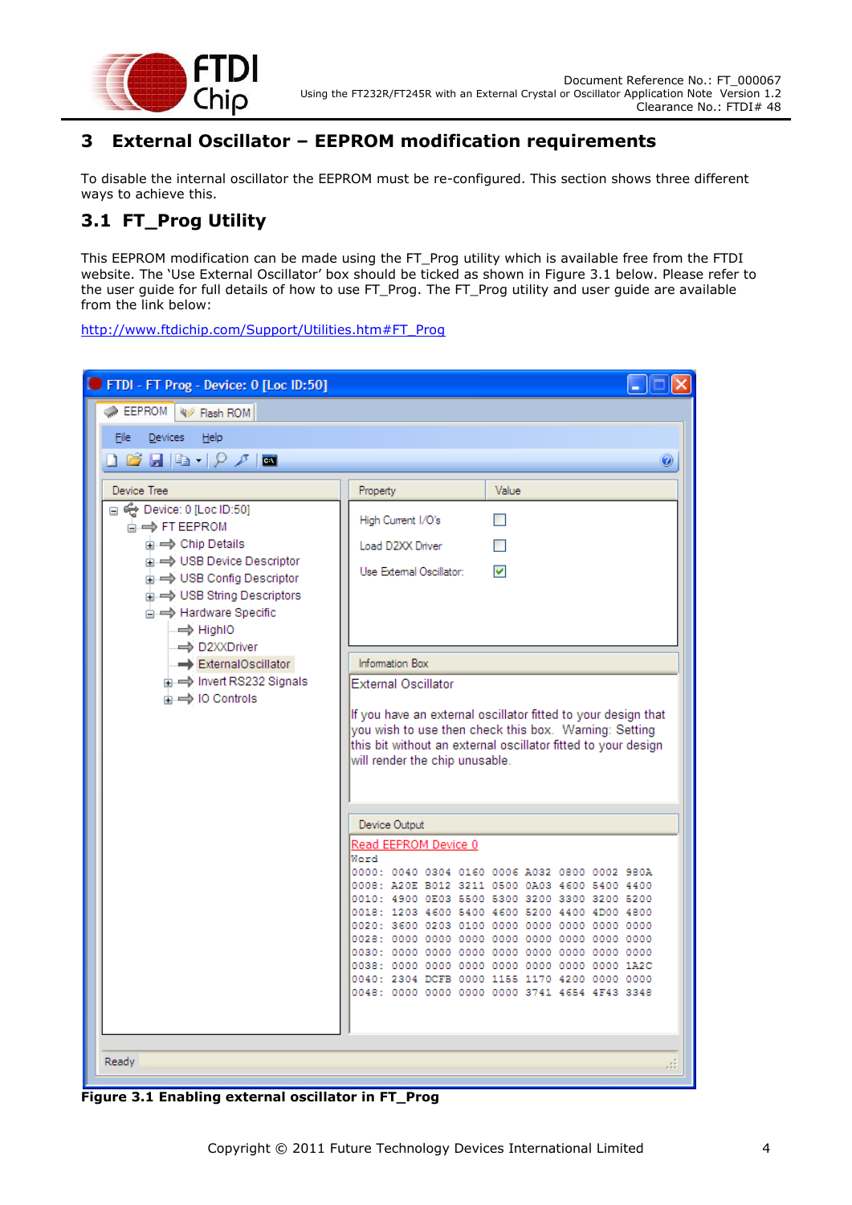# 3 External Oscillator – EEPROM modification requirements

To disable the internal oscillator the EEPROM must be re-configured. This section shows three different ways to achieve this.

## 3.1 FT_Prog Utility

This EEPROM modification can be made using the FT_Prog utility which is available free from the FTDI website. The 'Use External Oscillator' box should be ticked as shown in Figure 3.1 below. Please refer to the user guide for full details of how to use FT_Prog. The FT_Prog utility and user guide are available from the link below:

http://www.ftdichip.com/Support/Utilities.htm#FT_Prog

**Figure 3.1 Enabling external oscillator in FT_Prog**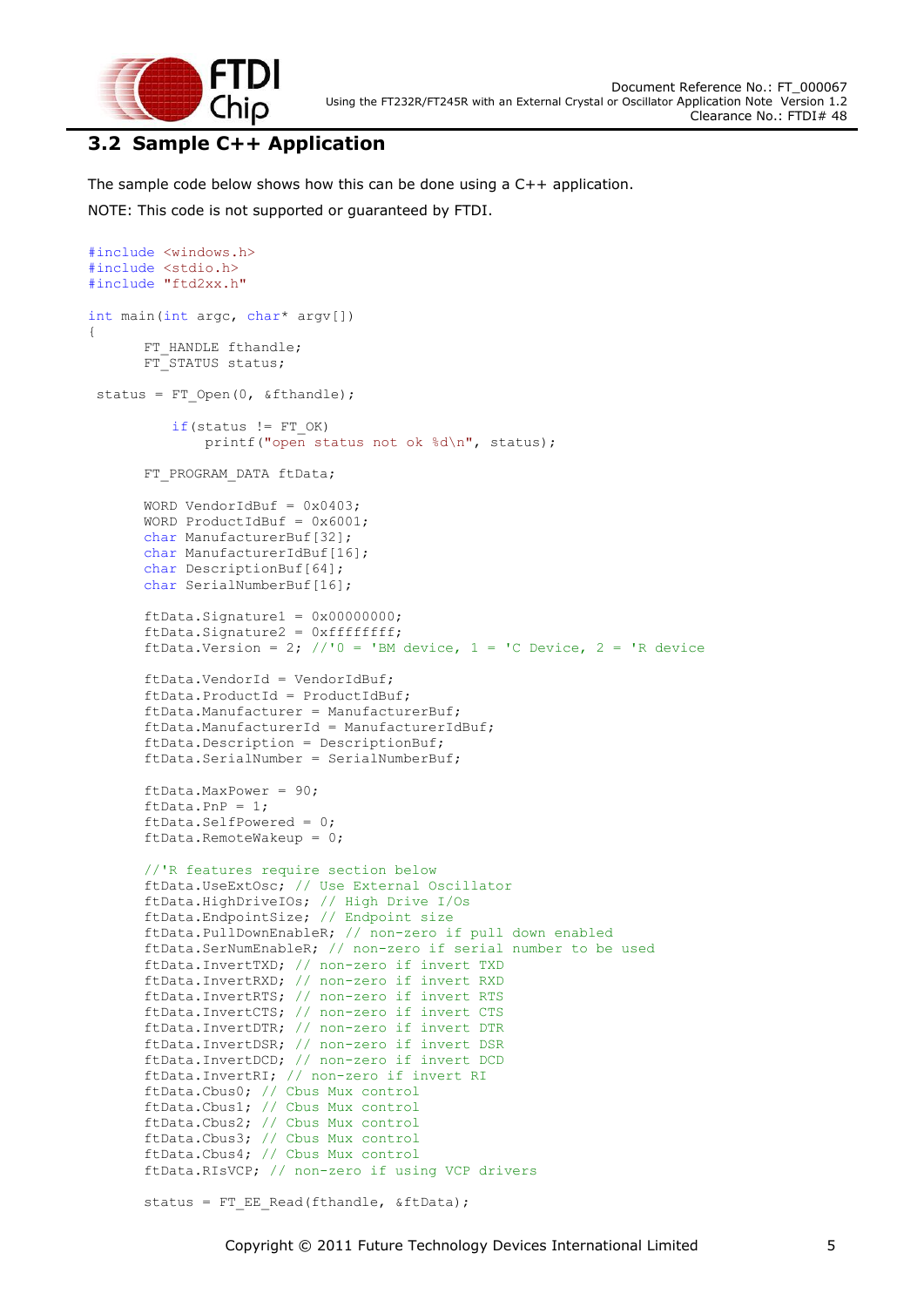## 3.2 Sample C++ Application

The sample code below shows how this can be done using a C++ application.

NOTE: This code is not supported or guaranteed by FTDI.

```
#include <windows.h>
#include <stdio.h>
#include "ftd2xx.h"

int main(int argc, char* argv[])
{
       FT_HANDLE fthandle;
       FT_STATUS status;

 status = FT_Open(0, &fthandle);

          if(status != FT_OK)
              printf("open status not ok %d\n", status);

       FT_PROGRAM_DATA ftData;

       WORD VendorIdBuf = 0x0403;
       WORD ProductIdBuf = 0x6001;
       char ManufacturerBuf[32];
       char ManufacturerIdBuf[16];
       char DescriptionBuf[64];
       char SerialNumberBuf[16];

       ftData.Signature1 = 0x00000000;
       ftData.Signature2 = 0xffffffff;
       ftData.Version = 2; //'0 = 'BM device, 1 = 'C Device, 2 = 'R device

       ftData.VendorId = VendorIdBuf;
       ftData.ProductId = ProductIdBuf;
       ftData.Manufacturer = ManufacturerBuf;
       ftData.ManufacturerId = ManufacturerIdBuf;
       ftData.Description = DescriptionBuf;
       ftData.SerialNumber = SerialNumberBuf;

       ftData.MaxPower = 90;
       ftData.PnP = 1;
       ftData.SelfPowered = 0;
       ftData.RemoteWakeup = 0;

       //'R features require section below
       ftData.UseExtOsc; // Use External Oscillator
       ftData.HighDriveIOs; // High Drive I/Os
       ftData.EndpointSize; // Endpoint size
       ftData.PullDownEnableR; // non-zero if pull down enabled
       ftData.SerNumEnableR; // non-zero if serial number to be used
       ftData.InvertTXD; // non-zero if invert TXD
       ftData.InvertRXD; // non-zero if invert RXD
       ftData.InvertRTS; // non-zero if invert RTS
       ftData.InvertCTS; // non-zero if invert CTS
       ftData.InvertDTR; // non-zero if invert DTR
       ftData.InvertDSR; // non-zero if invert DSR
       ftData.InvertDCD; // non-zero if invert DCD
       ftData.InvertRI; // non-zero if invert RI
       ftData.Cbus0; // Cbus Mux control
       ftData.Cbus1; // Cbus Mux control
       ftData.Cbus2; // Cbus Mux control
       ftData.Cbus3; // Cbus Mux control
       ftData.Cbus4; // Cbus Mux control
       ftData.RIsVCP; // non-zero if using VCP drivers

       status = FT_EE_Read(fthandle, &ftData);
```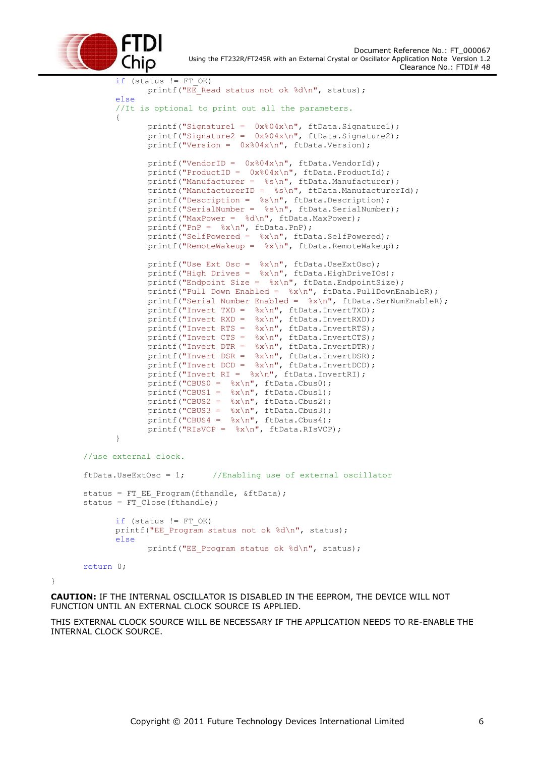```c
        if (status != FT_OK)
                printf("EE_Read status not ok %d\n", status);
        else
        //It is optional to print out all the parameters.
        {
                printf("Signature1 =  0x%04x\n", ftData.Signature1);
                printf("Signature2 =  0x%04x\n", ftData.Signature2);
                printf("Version =  0x%04x\n", ftData.Version);

                printf("VendorID =  0x%04x\n", ftData.VendorId);
                printf("ProductID =  0x%04x\n", ftData.ProductId);
                printf("Manufacturer =  %s\n", ftData.Manufacturer);
                printf("ManufacturerID =  %s\n", ftData.ManufacturerId);
                printf("Description =  %s\n", ftData.Description);
                printf("SerialNumber =  %s\n", ftData.SerialNumber);
                printf("MaxPower =  %d\n", ftData.MaxPower);
                printf("PnP =  %x\n", ftData.PnP);
                printf("SelfPowered =  %x\n", ftData.SelfPowered);
                printf("RemoteWakeup =  %x\n", ftData.RemoteWakeup);

                printf("Use Ext Osc =  %x\n", ftData.UseExtOsc);
                printf("High Drives =  %x\n", ftData.HighDriveIOs);
                printf("Endpoint Size =  %x\n", ftData.EndpointSize);
                printf("Pull Down Enabled =  %x\n", ftData.PullDownEnableR);
                printf("Serial Number Enabled =  %x\n", ftData.SerNumEnableR);
                printf("Invert TXD =  %x\n", ftData.InvertTXD);
                printf("Invert RXD =  %x\n", ftData.InvertRXD);
                printf("Invert RTS =  %x\n", ftData.InvertRTS);
                printf("Invert CTS =  %x\n", ftData.InvertCTS);
                printf("Invert DTR =  %x\n", ftData.InvertDTR);
                printf("Invert DSR =  %x\n", ftData.InvertDSR);
                printf("Invert DCD =  %x\n", ftData.InvertDCD);
                printf("Invert RI =  %x\n", ftData.InvertRI);
                printf("CBUS0 =  %x\n", ftData.Cbus0);
                printf("CBUS1 =  %x\n", ftData.Cbus1);
                printf("CBUS2 =  %x\n", ftData.Cbus2);
                printf("CBUS3 =  %x\n", ftData.Cbus3);
                printf("CBUS4 =  %x\n", ftData.Cbus4);
                printf("RIsVCP =  %x\n", ftData.RIsVCP);
        }

    //use external clock.

    ftData.UseExtOsc = 1;      //Enabling use of external oscillator

    status = FT_EE_Program(fthandle, &ftData);
    status = FT_Close(fthandle);

        if (status != FT_OK)
        printf("EE_Program status not ok %d\n", status);
        else
                printf("EE_Program status ok %d\n", status);

    return 0;
}
```

**CAUTION:** IF THE INTERNAL OSCILLATOR IS DISABLED IN THE EEPROM, THE DEVICE WILL NOT FUNCTION UNTIL AN EXTERNAL CLOCK SOURCE IS APPLIED.

THIS EXTERNAL CLOCK SOURCE WILL BE NECESSARY IF THE APPLICATION NEEDS TO RE-ENABLE THE INTERNAL CLOCK SOURCE.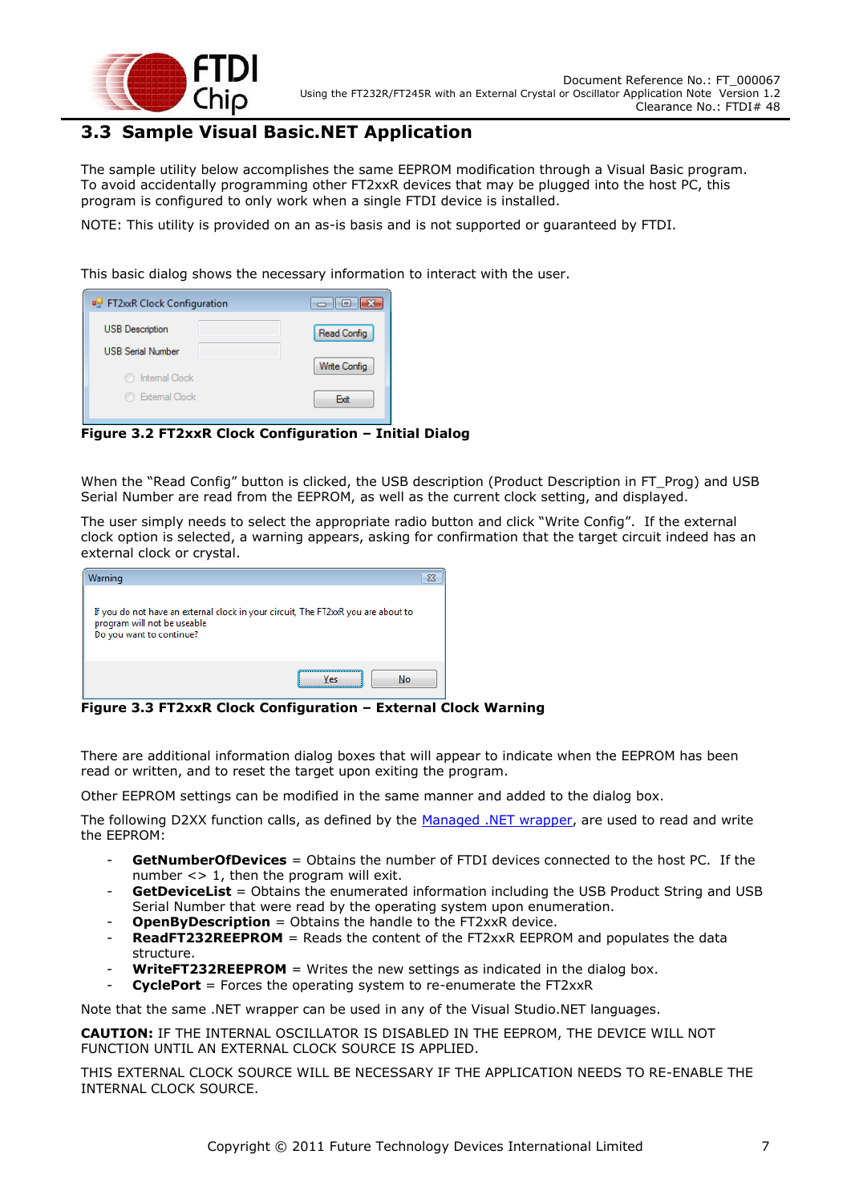## 3.3 Sample Visual Basic.NET Application

The sample utility below accomplishes the same EEPROM modification through a Visual Basic program. To avoid accidentally programming other FT2xxR devices that may be plugged into the host PC, this program is configured to only work when a single FTDI device is installed.

NOTE: This utility is provided on an as-is basis and is not supported or guaranteed by FTDI.

This basic dialog shows the necessary information to interact with the user.

**Figure 3.2 FT2xxR Clock Configuration – Initial Dialog**

When the "Read Config" button is clicked, the USB description (Product Description in FT_Prog) and USB Serial Number are read from the EEPROM, as well as the current clock setting, and displayed.

The user simply needs to select the appropriate radio button and click "Write Config". If the external clock option is selected, a warning appears, asking for confirmation that the target circuit indeed has an external clock or crystal.

**Figure 3.3 FT2xxR Clock Configuration – External Clock Warning**

There are additional information dialog boxes that will appear to indicate when the EEPROM has been read or written, and to reset the target upon exiting the program.

Other EEPROM settings can be modified in the same manner and added to the dialog box.

The following D2XX function calls, as defined by the Managed .NET wrapper, are used to read and write the EEPROM:

- **GetNumberOfDevices** = Obtains the number of FTDI devices connected to the host PC. If the number <> 1, then the program will exit.
- **GetDeviceList** = Obtains the enumerated information including the USB Product String and USB Serial Number that were read by the operating system upon enumeration.
- **OpenByDescription** = Obtains the handle to the FT2xxR device.
- **ReadFT232REEPROM** = Reads the content of the FT2xxR EEPROM and populates the data structure.
- **WriteFT232REEPROM** = Writes the new settings as indicated in the dialog box.
- **CyclePort** = Forces the operating system to re-enumerate the FT2xxR

Note that the same .NET wrapper can be used in any of the Visual Studio.NET languages.

**CAUTION:** IF THE INTERNAL OSCILLATOR IS DISABLED IN THE EEPROM, THE DEVICE WILL NOT FUNCTION UNTIL AN EXTERNAL CLOCK SOURCE IS APPLIED.

THIS EXTERNAL CLOCK SOURCE WILL BE NECESSARY IF THE APPLICATION NEEDS TO RE-ENABLE THE INTERNAL CLOCK SOURCE.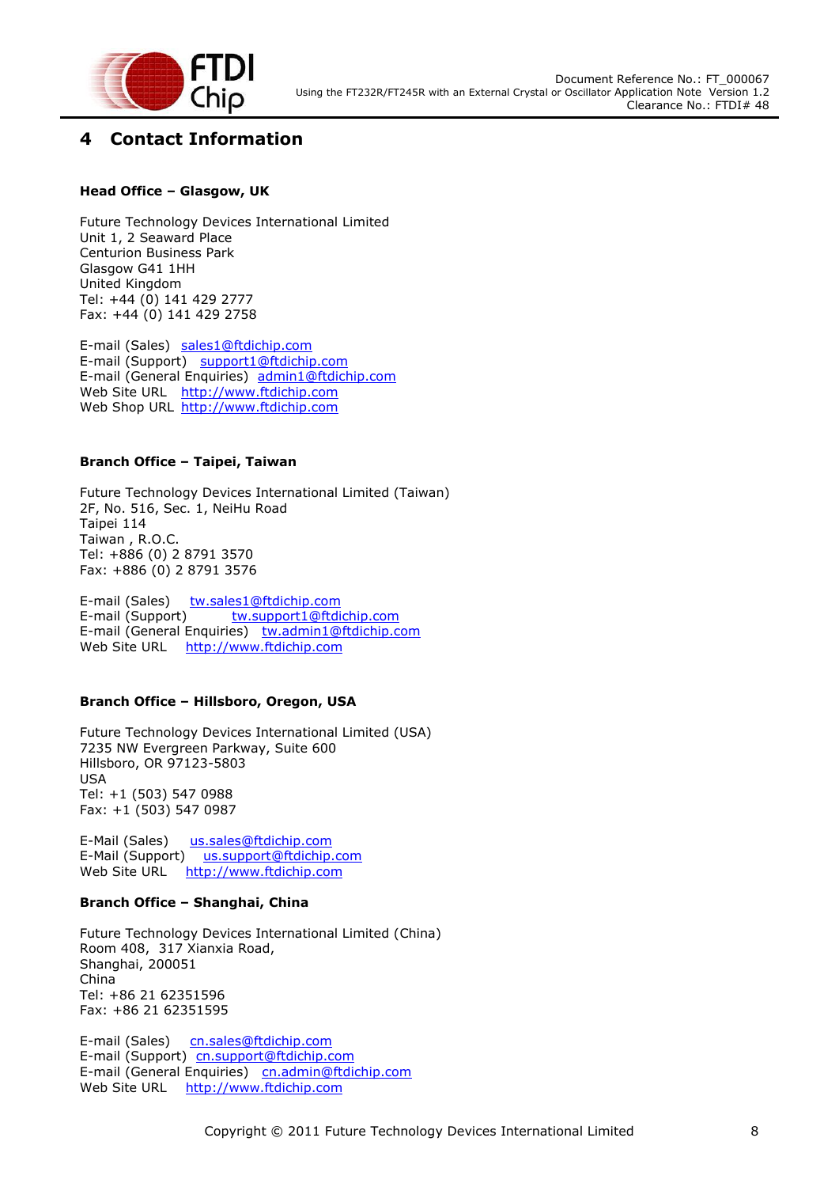# 4 Contact Information

**Head Office – Glasgow, UK**

Future Technology Devices International Limited
Unit 1, 2 Seaward Place
Centurion Business Park
Glasgow G41 1HH
United Kingdom
Tel: +44 (0) 141 429 2777
Fax: +44 (0) 141 429 2758

E-mail (Sales) sales1@ftdichip.com
E-mail (Support) support1@ftdichip.com
E-mail (General Enquiries) admin1@ftdichip.com
Web Site URL http://www.ftdichip.com
Web Shop URL http://www.ftdichip.com

**Branch Office – Taipei, Taiwan**

Future Technology Devices International Limited (Taiwan)
2F, No. 516, Sec. 1, NeiHu Road
Taipei 114
Taiwan , R.O.C.
Tel: +886 (0) 2 8791 3570
Fax: +886 (0) 2 8791 3576

E-mail (Sales) tw.sales1@ftdichip.com
E-mail (Support) tw.support1@ftdichip.com
E-mail (General Enquiries) tw.admin1@ftdichip.com
Web Site URL http://www.ftdichip.com

**Branch Office – Hillsboro, Oregon, USA**

Future Technology Devices International Limited (USA)
7235 NW Evergreen Parkway, Suite 600
Hillsboro, OR 97123-5803
USA
Tel: +1 (503) 547 0988
Fax: +1 (503) 547 0987

E-Mail (Sales) us.sales@ftdichip.com
E-Mail (Support) us.support@ftdichip.com
Web Site URL http://www.ftdichip.com

**Branch Office – Shanghai, China**

Future Technology Devices International Limited (China)
Room 408, 317 Xianxia Road,
Shanghai, 200051
China
Tel: +86 21 62351596
Fax: +86 21 62351595

E-mail (Sales) cn.sales@ftdichip.com
E-mail (Support) cn.support@ftdichip.com
E-mail (General Enquiries) cn.admin@ftdichip.com
Web Site URL http://www.ftdichip.com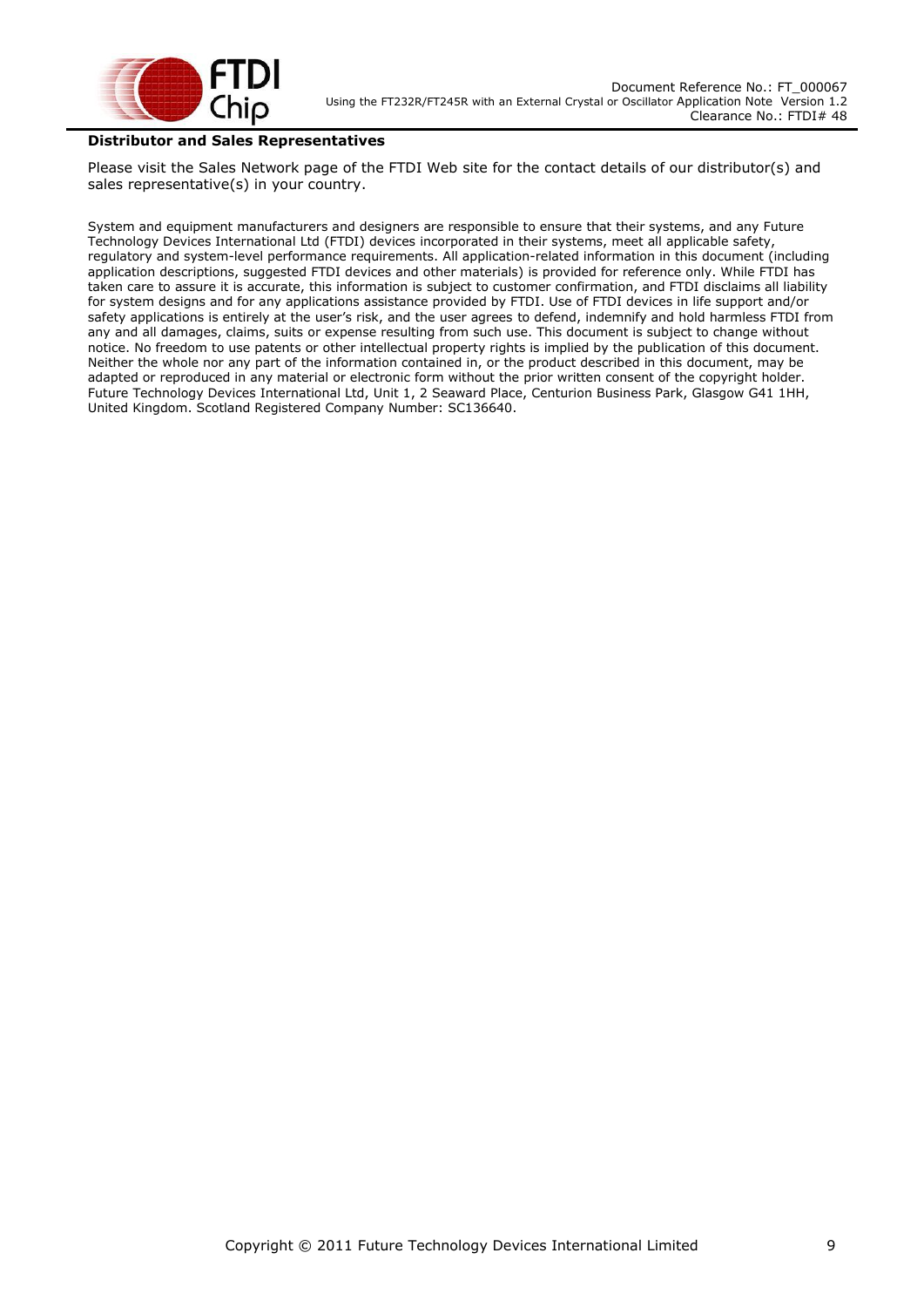**Distributor and Sales Representatives**

Please visit the Sales Network page of the FTDI Web site for the contact details of our distributor(s) and sales representative(s) in your country.

System and equipment manufacturers and designers are responsible to ensure that their systems, and any Future Technology Devices International Ltd (FTDI) devices incorporated in their systems, meet all applicable safety, regulatory and system-level performance requirements. All application-related information in this document (including application descriptions, suggested FTDI devices and other materials) is provided for reference only. While FTDI has taken care to assure it is accurate, this information is subject to customer confirmation, and FTDI disclaims all liability for system designs and for any applications assistance provided by FTDI. Use of FTDI devices in life support and/or safety applications is entirely at the user's risk, and the user agrees to defend, indemnify and hold harmless FTDI from any and all damages, claims, suits or expense resulting from such use. This document is subject to change without notice. No freedom to use patents or other intellectual property rights is implied by the publication of this document. Neither the whole nor any part of the information contained in, or the product described in this document, may be adapted or reproduced in any material or electronic form without the prior written consent of the copyright holder. Future Technology Devices International Ltd, Unit 1, 2 Seaward Place, Centurion Business Park, Glasgow G41 1HH, United Kingdom. Scotland Registered Company Number: SC136640.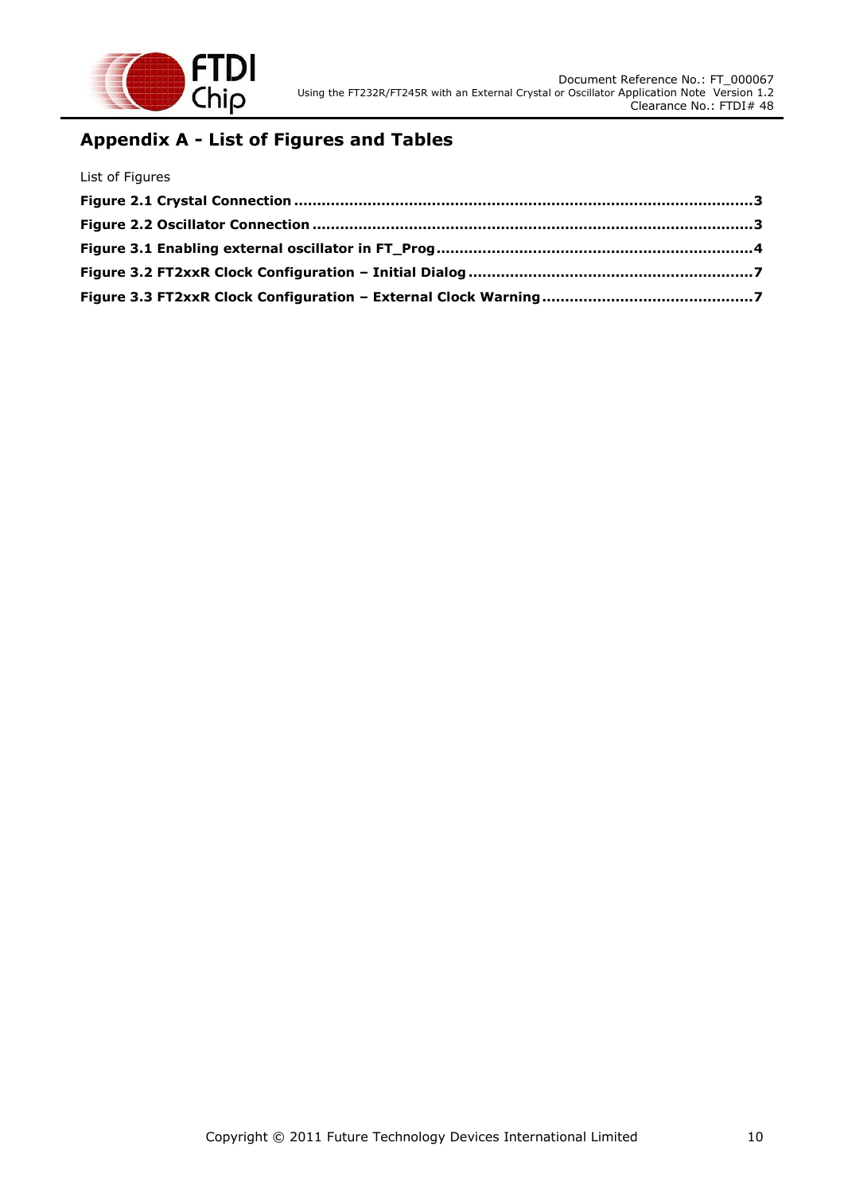# Appendix A - List of Figures and Tables

List of Figures

**Figure 2.1 Crystal Connection ........................................................................................ 3**

**Figure 2.2 Oscillator Connection ..................................................................................... 3**

**Figure 3.1 Enabling external oscillator in FT_Prog ............................................................ 4**

**Figure 3.2 FT2xxR Clock Configuration – Initial Dialog ...................................................... 7**

**Figure 3.3 FT2xxR Clock Configuration – External Clock Warning ...................................... 7**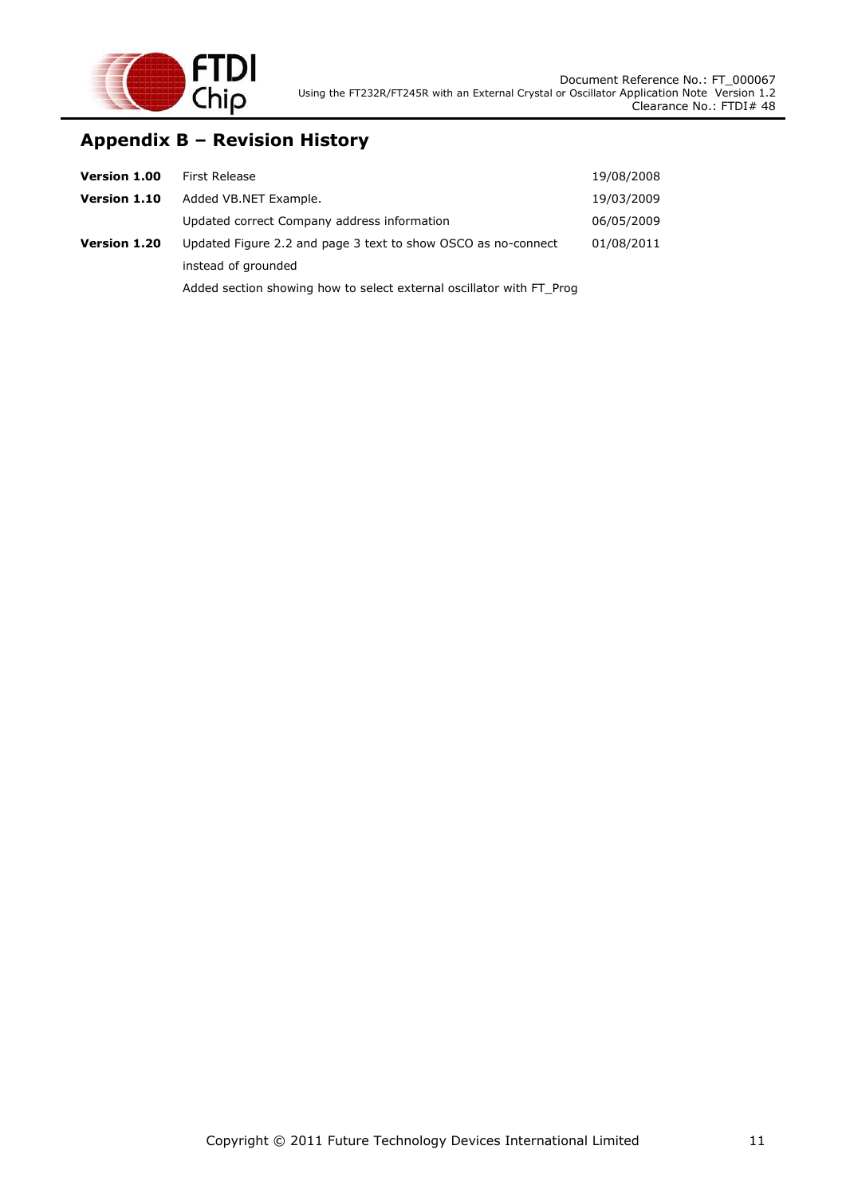## Appendix B – Revision History

| | | |
|---|---|---|
| **Version 1.00** | First Release | 19/08/2008 |
| **Version 1.10** | Added VB.NET Example. | 19/03/2009 |
| | Updated correct Company address information | 06/05/2009 |
| **Version 1.20** | Updated Figure 2.2 and page 3 text to show OSCO as no-connect instead of grounded | 01/08/2011 |
| | Added section showing how to select external oscillator with FT_Prog | |